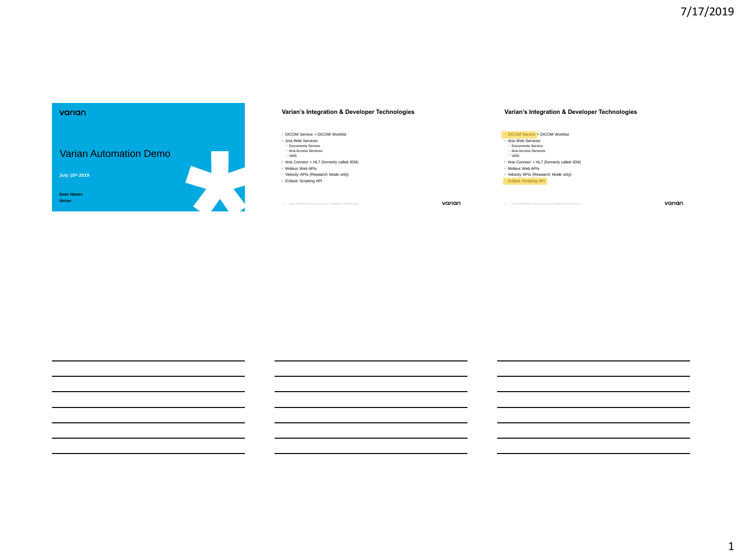varian

# Varian Automation Demo

**July 15th 2019**

**Sean Hames**
**Varian**

## Varian's Integration & Developer Technologies

- DICOM Service + DICOM Worklist
- Aria Web Services
  - Documents Service
  - Aria Access Services
  - VAIS
- Aria Connect + HL7 (formerly called IEM)
- Mobius Web APIs
- Velocity APIs (Research Mode only)
- Eclipse Scripting API

## Varian's Integration & Developer Technologies

- DICOM Service + DICOM Worklist
- Aria Web Services
  - Documents Service
  - Aria Access Services
  - VAIS
- Aria Connect + HL7 (formerly called IEM)
- Mobius Web APIs
- Velocity APIs (Research Mode only)
- Eclipse Scripting API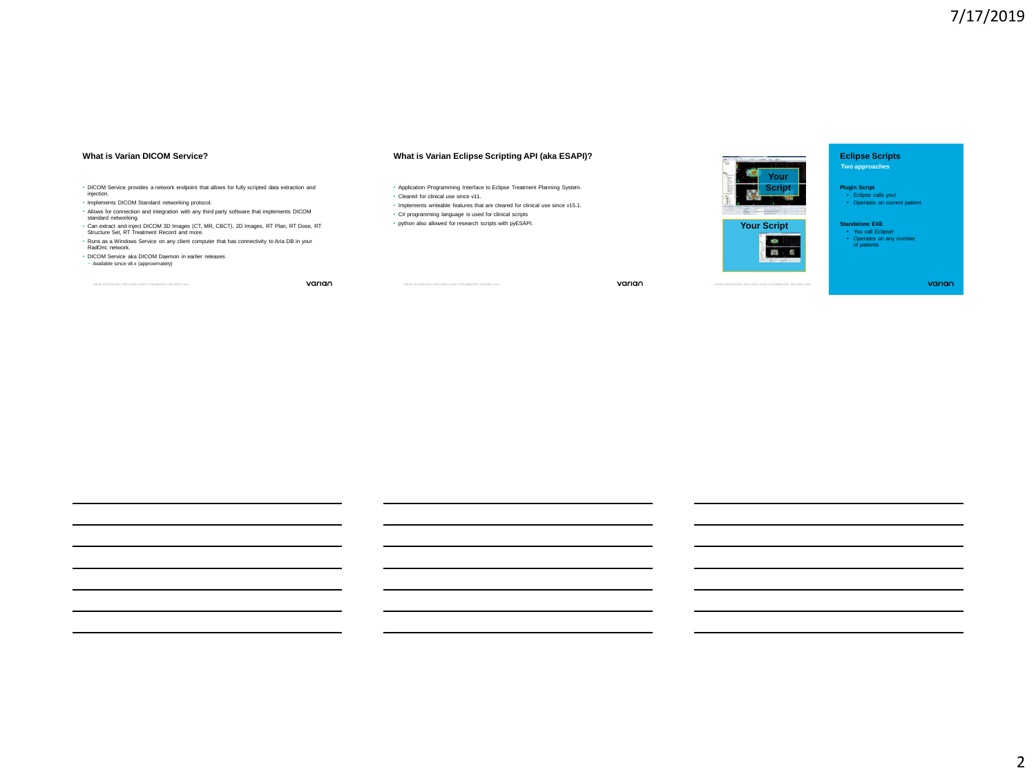### What is Varian DICOM Service?

- DICOM Service provides a network endpoint that allows for fully scripted data extraction and injection.
- Implements DICOM Standard networking protocol.
- Allows for connection and integration with any third party software that implements DICOM standard networking.
- Can extract and inject DICOM 3D Images (CT, MR, CBCT), 2D Images, RT Plan, RT Dose, RT Structure Set, RT Treatment Record and more.
- Runs as a Windows Service on any client computer that has connectivity to Aria DB in your RadOnc network.
- DICOM Service aka DICOM Daemon in earlier releases
  - Available since v8.x (approximately)

### What is Varian Eclipse Scripting API (aka ESAPI)?

- Application Programming Interface to Eclipse Treatment Planning System.
- Cleared for clinical use since v11.
- Implements writeable features that are cleared for clinical use since v15.1.
- C# programming language is used for clinical scripts
- python also allowed for research scripts with pyESAPI.

### Eclipse Scripts

**Two approaches**

Your Script

Your Script

**Plugin Script**
- Eclipse calls you!
- Operates on current patient

**Standalone EXE**
- You call Eclipse!
- Operates on any number of patients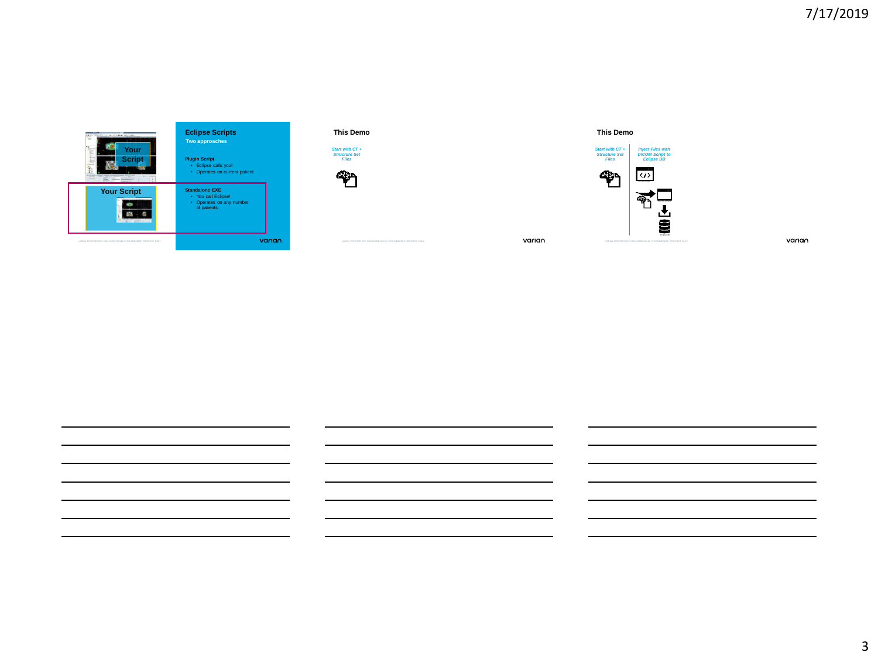## Eclipse Scripts

**Two approaches**

Your Script

Your Script

**Plugin Script**

- Eclipse calls you!
- Operates on current patient

**Standalone EXE**

- You call Eclipse!
- Operates on any number of patients

## This Demo

*Start with CT + Structure Set Files*

## This Demo

*Start with CT + Structure Set Files*

*Inject Files with DICOM Script to Eclipse DB*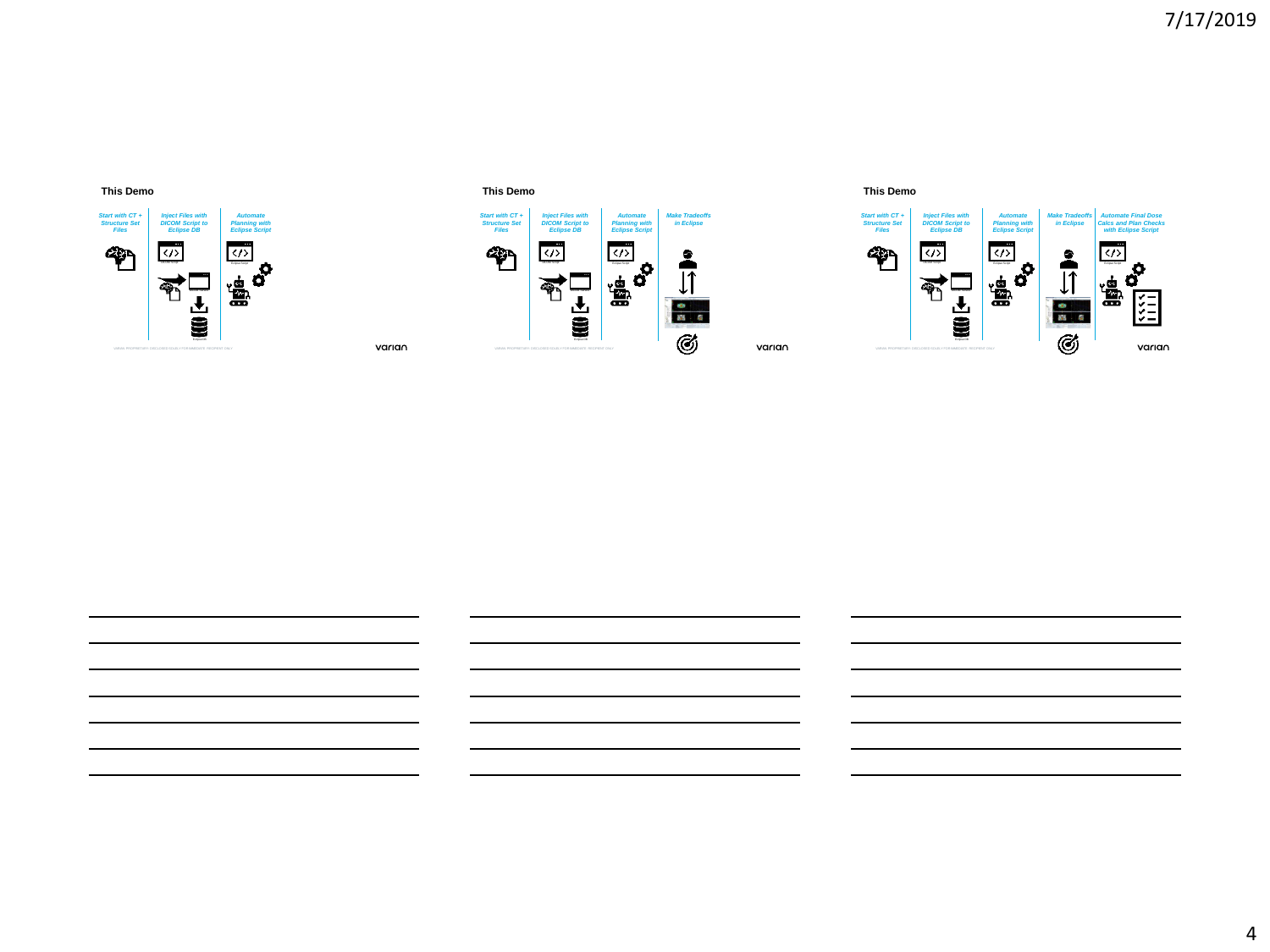## This Demo

*Start with CT + Structure Set Files*

*Inject Files with DICOM Script to Eclipse DB*

*Automate Planning with Eclipse Script*

## This Demo

*Start with CT + Structure Set Files*

*Inject Files with DICOM Script to Eclipse DB*

*Automate Planning with Eclipse Script*

*Make Tradeoffs in Eclipse*

## This Demo

*Start with CT + Structure Set Files*

*Inject Files with DICOM Script to Eclipse DB*

*Automate Planning with Eclipse Script*

*Make Tradeoffs in Eclipse*

*Automate Final Dose Calcs and Plan Checks with Eclipse Script*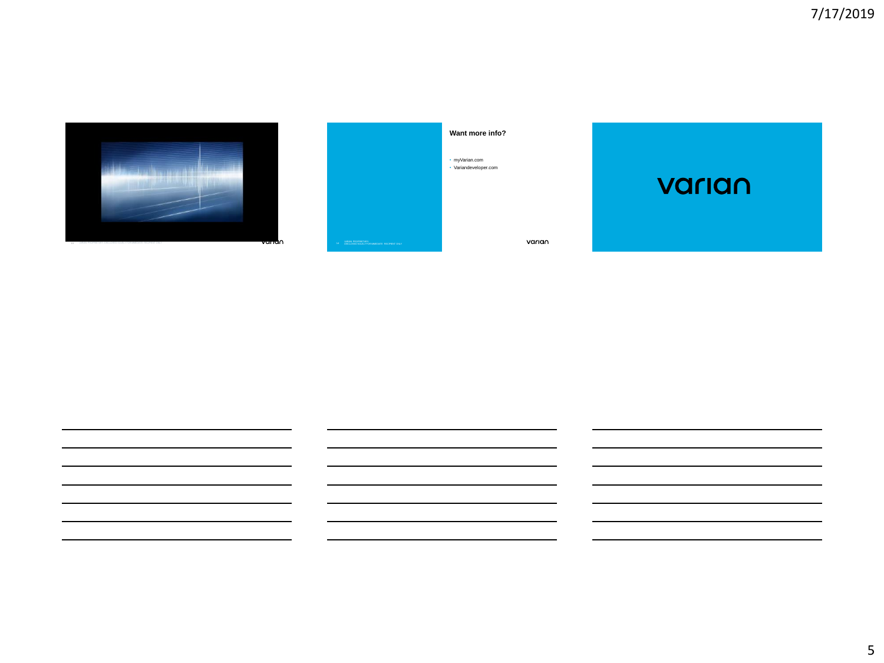**Want more info?**

- myVarian.com
- Variandeveloper.com

varian

varian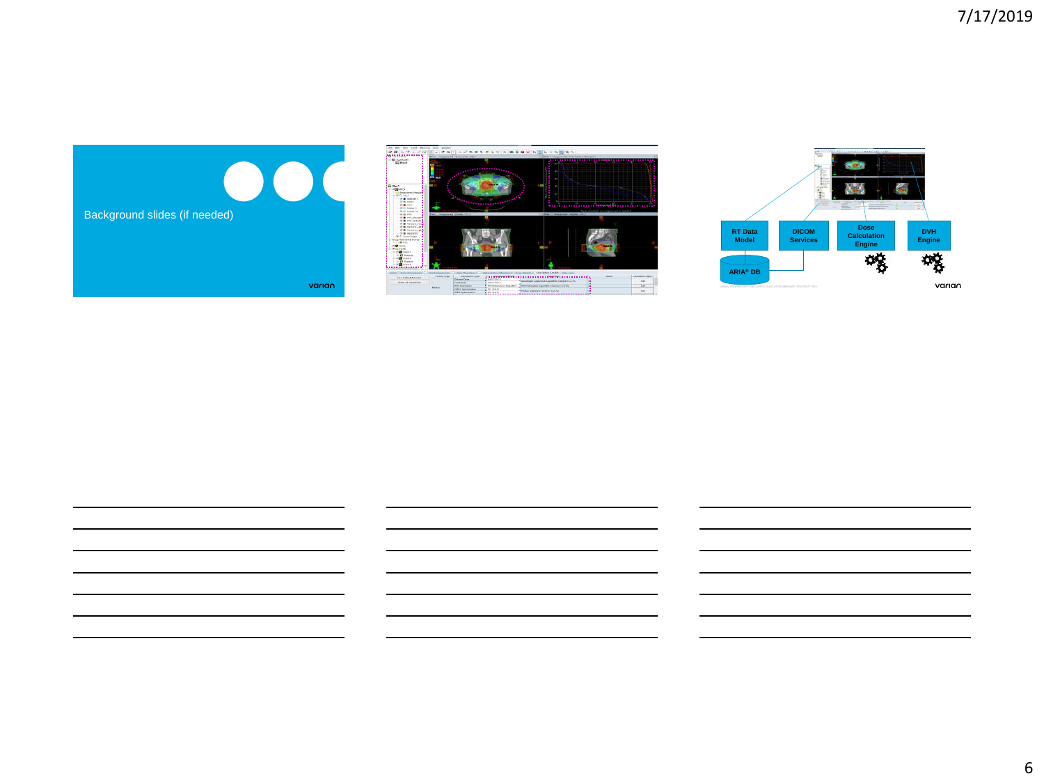Background slides (if needed)

varian

RT Data Model

DICOM Services

Dose Calculation Engine

DVH Engine

ARIA® DB

varian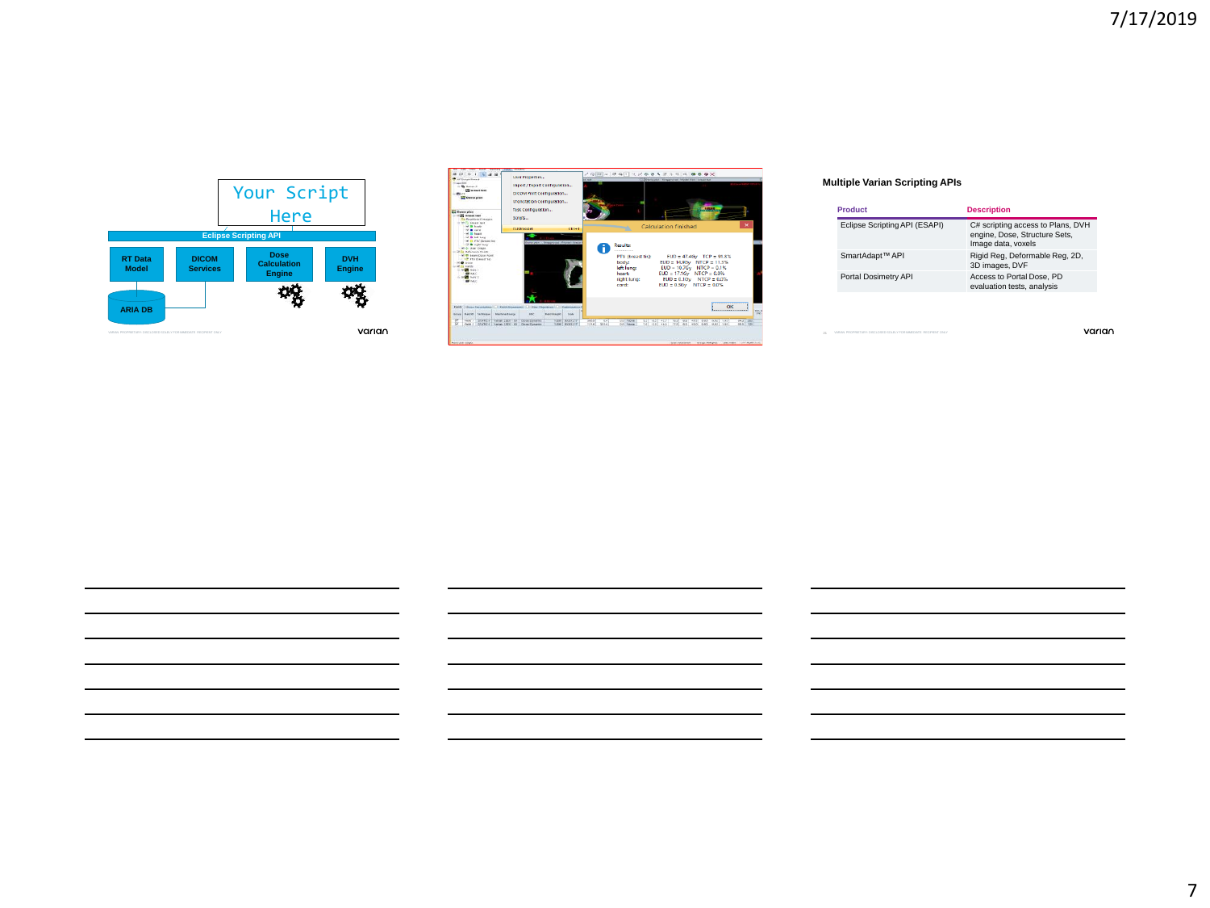Your Script Here

Eclipse Scripting API

RT Data Model

DICOM Services

Dose Calculation Engine

DVH Engine

ARIA DB

**Multiple Varian Scripting APIs**

| Product | Description |
| --- | --- |
| Eclipse Scripting API (ESAPI) | C# scripting access to Plans, DVH engine, Dose, Structure Sets, Image data, voxels |
| SmartAdapt™ API | Rigid Reg, Deformable Reg, 2D, 3D images, DVF |
| Portal Dosimetry API | Access to Portal Dose, PD evaluation tests, analysis |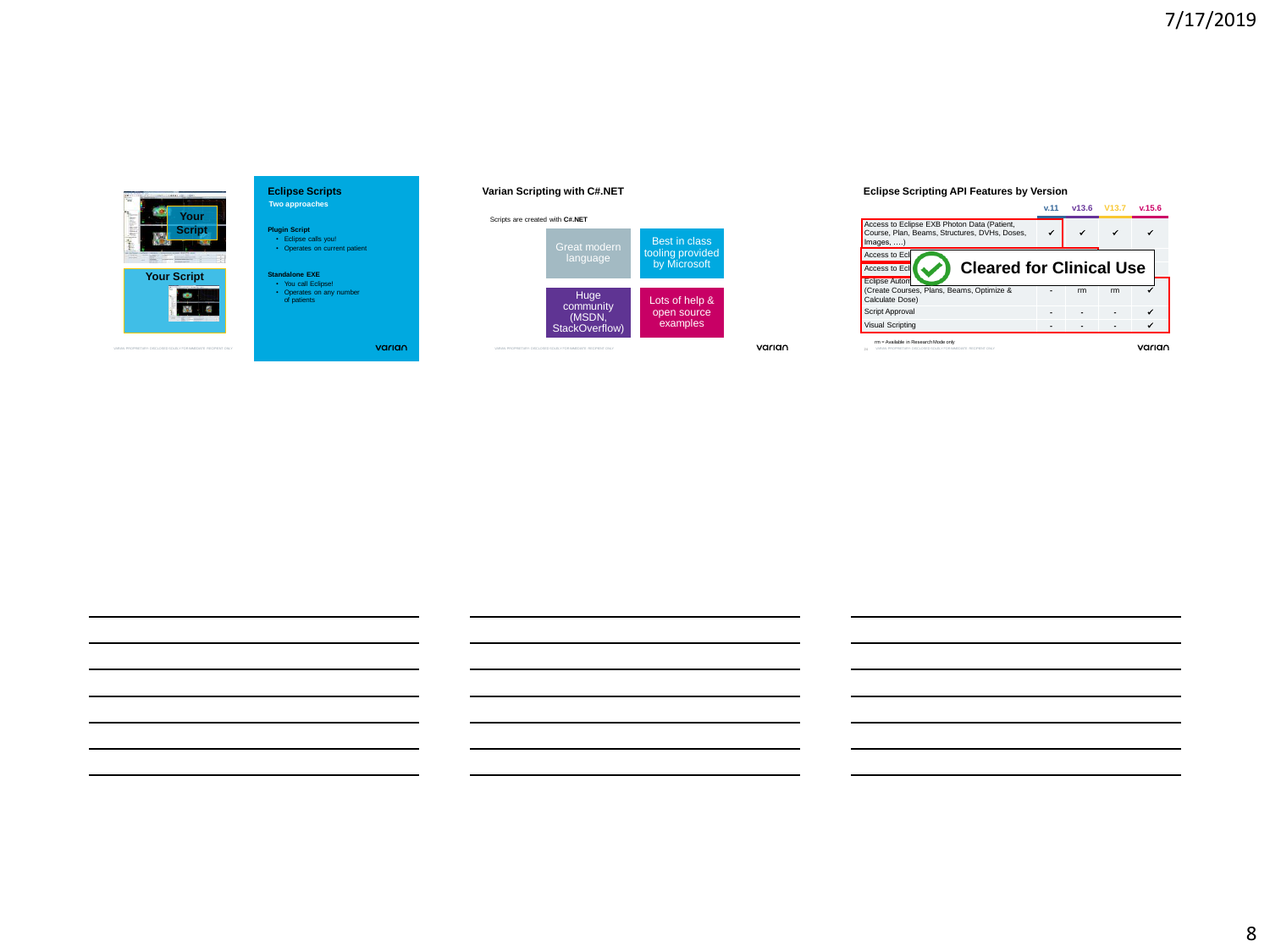## Eclipse Scripts

Two approaches

Your Script

Your Script

**Plugin Script**

- Eclipse calls you!
- Operates on current patient

**Standalone EXE**

- You call Eclipse!
- Operates on any number of patients

## Varian Scripting with C#.NET

Scripts are created with **C#.NET**

- Great modern language
- Best in class tooling provided by Microsoft
- Huge community (MSDN, StackOverflow)
- Lots of help & open source examples

## Eclipse Scripting API Features by Version

| | v.11 | v13.6 | V13.7 | v.15.6 |
|---|---|---|---|---|
| Access to Eclipse EXB Photon Data (Patient, Course, Plan, Beams, Structures, DVHs, Doses, Images, ….) | ✔ | ✔ | ✔ | ✔ |
| Access to Ecl… | | | | |
| Access to Ecl… | | | | |
| Eclipse Autom… (Create Courses, Plans, Beams, Optimize & Calculate Dose) | - | rm | rm | ✔ |
| Script Approval | - | - | - | ✔ |
| Visual Scripting | - | - | - | ✔ |

Cleared for Clinical Use

rm = Available in Research Mode only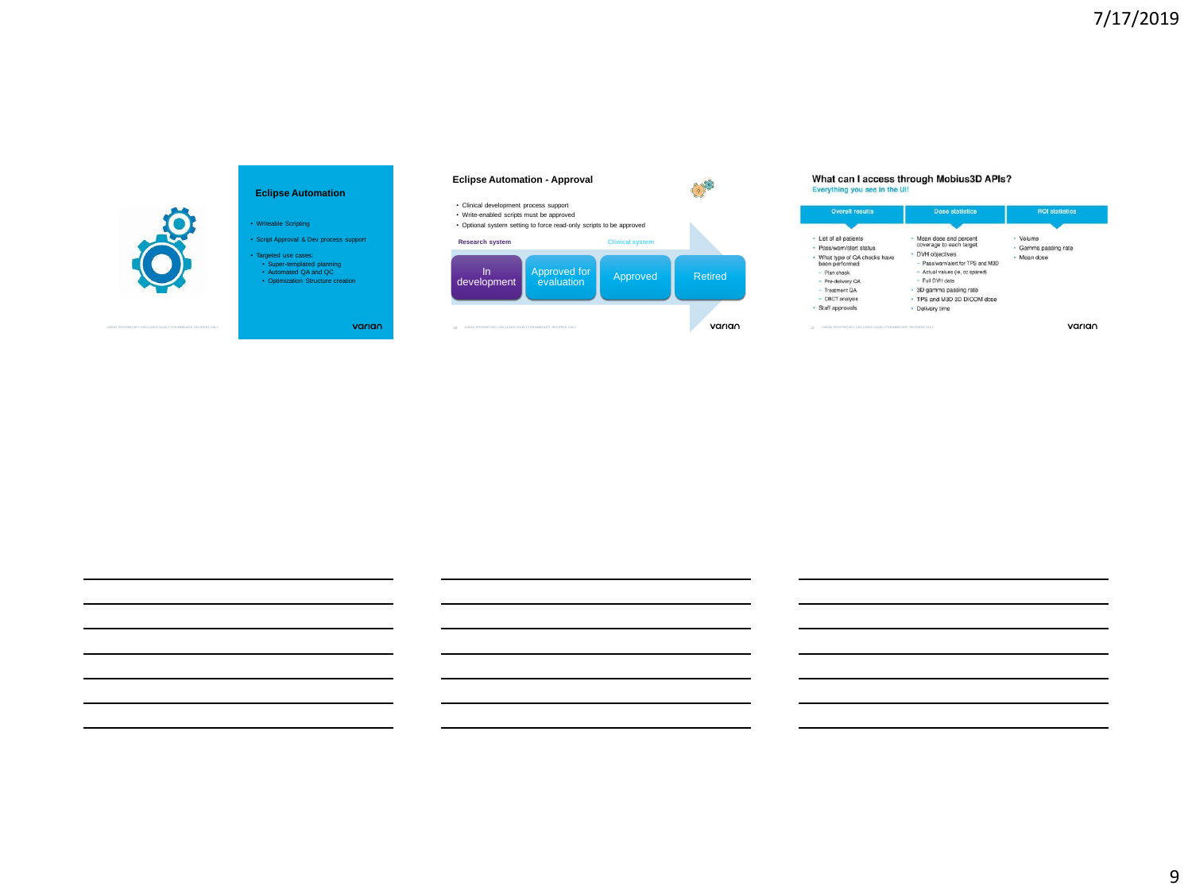## Eclipse Automation

- Writeable Scripting
- Script Approval & Dev process support
- Targeted use cases:
  - Super-templated planning
  - Automated QA and QC
  - Optimization Structure creation

## Eclipse Automation - Approval

- Clinical development process support
- Write-enabled scripts must be approved
- Optional system setting to force read-only scripts to be approved

Research system — Clinical system

In development → Approved for evaluation → Approved → Retired

## What can I access through Mobius3D APIs?

Everything you see in the UI!

| Overall results | Dose statistics | ROI statistics |
|---|---|---|
| • List of all patients<br>• Pass/warn/alert status<br>• What type of QA checks have been performed<br>  – Plan check<br>  – Pre-delivery QA<br>  – Treatment QA<br>  – CBCT analysis<br>• Staff approvals | • Mean dose and percent coverage to each target<br>• DVH objectives<br>  – Pass/warn/alert for TPS and M3D<br>  – Actual values (ie, cc spared)<br>  – Full DVH data<br>• 3D gamma passing rate<br>• TPS and M3D 3D DICOM dose<br>• Delivery time | • Volume<br>• Gamma passing rate<br>• Mean dose |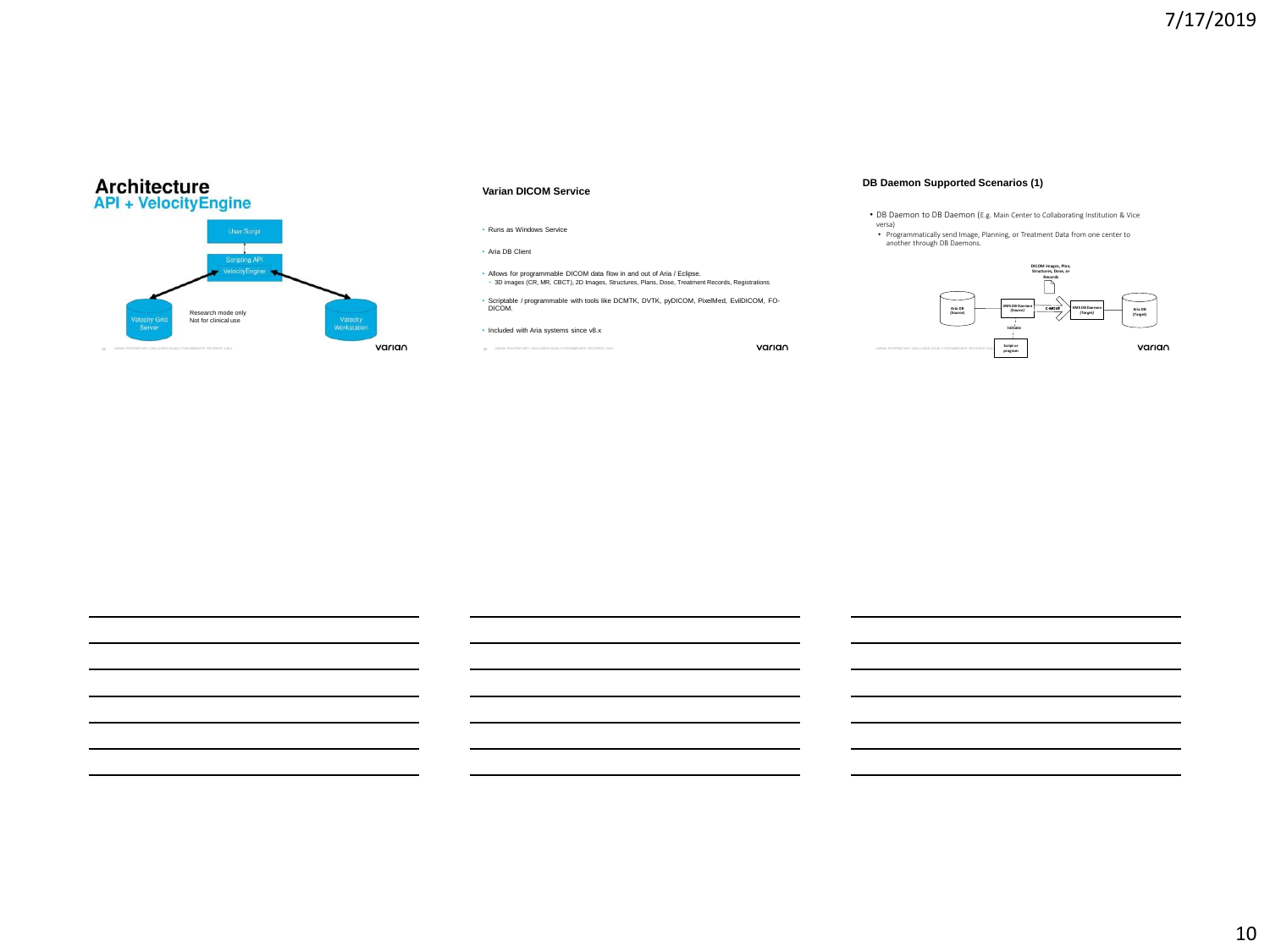## Architecture

### API + VelocityEngine

User Script

Scripting API
VelocityEngine

Velocity Grid Server

Velocity Workstation

Research mode only
Not for clinical use

## Varian DICOM Service

- Runs as Windows Service
- Aria DB Client
- Allows for programmable DICOM data flow in and out of Aria / Eclipse.
  - 3D images (CR, MR, CBCT), 2D Images, Structures, Plans, Dose, Treatment Records, Registrations
- Scriptable / programmable with tools like DCMTK, DVTK, pyDICOM, PixelMed, EvilDICOM, FO-DICOM.
- Included with Aria systems since v8.x

## DB Daemon Supported Scenarios (1)

- DB Daemon to DB Daemon (E.g. Main Center to Collaborating Institution & Vice versa)
  - Programmatically send Image, Planning, or Treatment Data from one center to another through DB Daemons.

DICOM Images, Plan, Structures, Dose, or Records

Aria DB (Source)

VMS DB Daemon (Source)

C-MOVE

VMS DB Daemon (Target)

Aria DB (Target)

Initiate

Script or program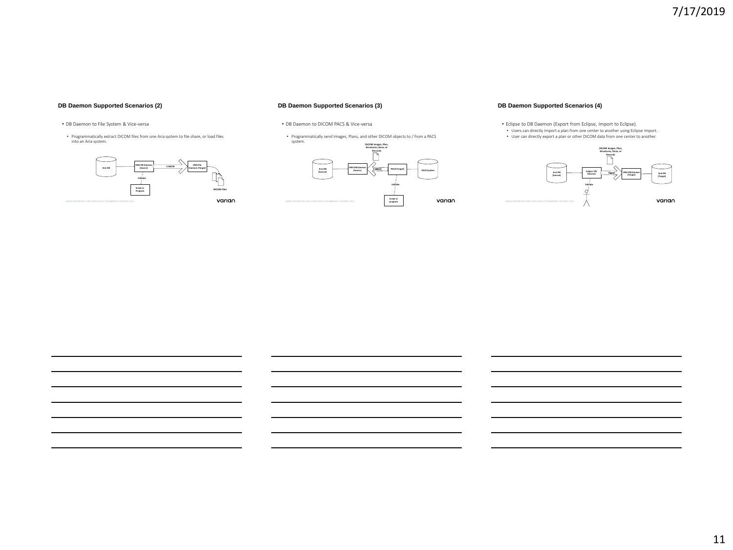## DB Daemon Supported Scenarios (2)

- DB Daemon to File System & Vice-versa
  - Programmatically extract DICOM files from one Aria system to file share, or load files into an Aria system.

Aria DB — VMS DB Daemon (Source) — C-MOVE — VMS File Daemon (Target) — DICOM Files

Initiate — Script or Program

## DB Daemon Supported Scenarios (3)

- DB Daemon to DICOM PACS & Vice-versa
  - Programmatically send Images, Plans, and other DICOM objects to / from a PACS system.

DICOM images, Plan, Structures, Dose, or Records

Aria DB (Source) — VMS DB Daemon (Source) — C-MOVE — PACS (Target) — PACS System

Initiate — Script or program

## DB Daemon Supported Scenarios (4)

- Eclipse to DB Daemon (Export from Eclipse, Import to Eclipse).
  - Users can directly Import a plan from one center to another using Eclipse Import.
  - User can directly export a plan or other DICOM data from one center to another.

DICOM images, Plan, Structures, Dose, or Records

Aria DB (Source) — Eclipse TPS (Source) — Export — VMS DB Daemon (Target) — Aria DB (Target)

Initiate